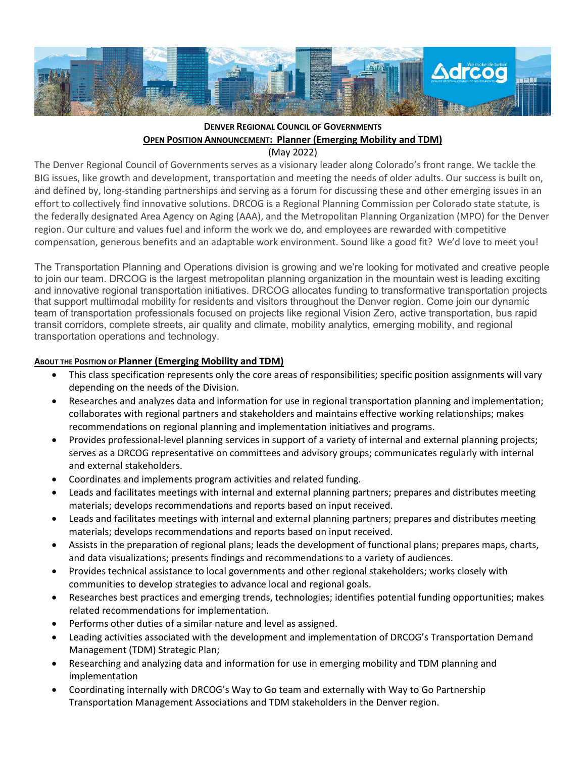**DENVER REGIONAL COUNCIL OF GOVERNMENTS**

**OPEN POSITION ANNOUNCEMENT: Planner (Emerging Mobility and TDM)**

(May 2022)

The Denver Regional Council of Governments serves as a visionary leader along Colorado's front range. We tackle the BIG issues, like growth and development, transportation and meeting the needs of older adults. Our success is built on, and defined by, long-standing partnerships and serving as a forum for discussing these and other emerging issues in an effort to collectively find innovative solutions. DRCOG is a Regional Planning Commission per Colorado state statute, is the federally designated Area Agency on Aging (AAA), and the Metropolitan Planning Organization (MPO) for the Denver region. Our culture and values fuel and inform the work we do, and employees are rewarded with competitive compensation, generous benefits and an adaptable work environment. Sound like a good fit? We'd love to meet you!

The Transportation Planning and Operations division is growing and we're looking for motivated and creative people to join our team. DRCOG is the largest metropolitan planning organization in the mountain west is leading exciting and innovative regional transportation initiatives. DRCOG allocates funding to transformative transportation projects that support multimodal mobility for residents and visitors throughout the Denver region. Come join our dynamic team of transportation professionals focused on projects like regional Vision Zero, active transportation, bus rapid transit corridors, complete streets, air quality and climate, mobility analytics, emerging mobility, and regional transportation operations and technology.

**ABOUT THE POSITION OF Planner (Emerging Mobility and TDM)**

- This class specification represents only the core areas of responsibilities; specific position assignments will vary depending on the needs of the Division.
- Researches and analyzes data and information for use in regional transportation planning and implementation; collaborates with regional partners and stakeholders and maintains effective working relationships; makes recommendations on regional planning and implementation initiatives and programs.
- Provides professional-level planning services in support of a variety of internal and external planning projects; serves as a DRCOG representative on committees and advisory groups; communicates regularly with internal and external stakeholders.
- Coordinates and implements program activities and related funding.
- Leads and facilitates meetings with internal and external planning partners; prepares and distributes meeting materials; develops recommendations and reports based on input received.
- Leads and facilitates meetings with internal and external planning partners; prepares and distributes meeting materials; develops recommendations and reports based on input received.
- Assists in the preparation of regional plans; leads the development of functional plans; prepares maps, charts, and data visualizations; presents findings and recommendations to a variety of audiences.
- Provides technical assistance to local governments and other regional stakeholders; works closely with communities to develop strategies to advance local and regional goals.
- Researches best practices and emerging trends, technologies; identifies potential funding opportunities; makes related recommendations for implementation.
- Performs other duties of a similar nature and level as assigned.
- Leading activities associated with the development and implementation of DRCOG's Transportation Demand Management (TDM) Strategic Plan;
- Researching and analyzing data and information for use in emerging mobility and TDM planning and implementation
- Coordinating internally with DRCOG's Way to Go team and externally with Way to Go Partnership Transportation Management Associations and TDM stakeholders in the Denver region.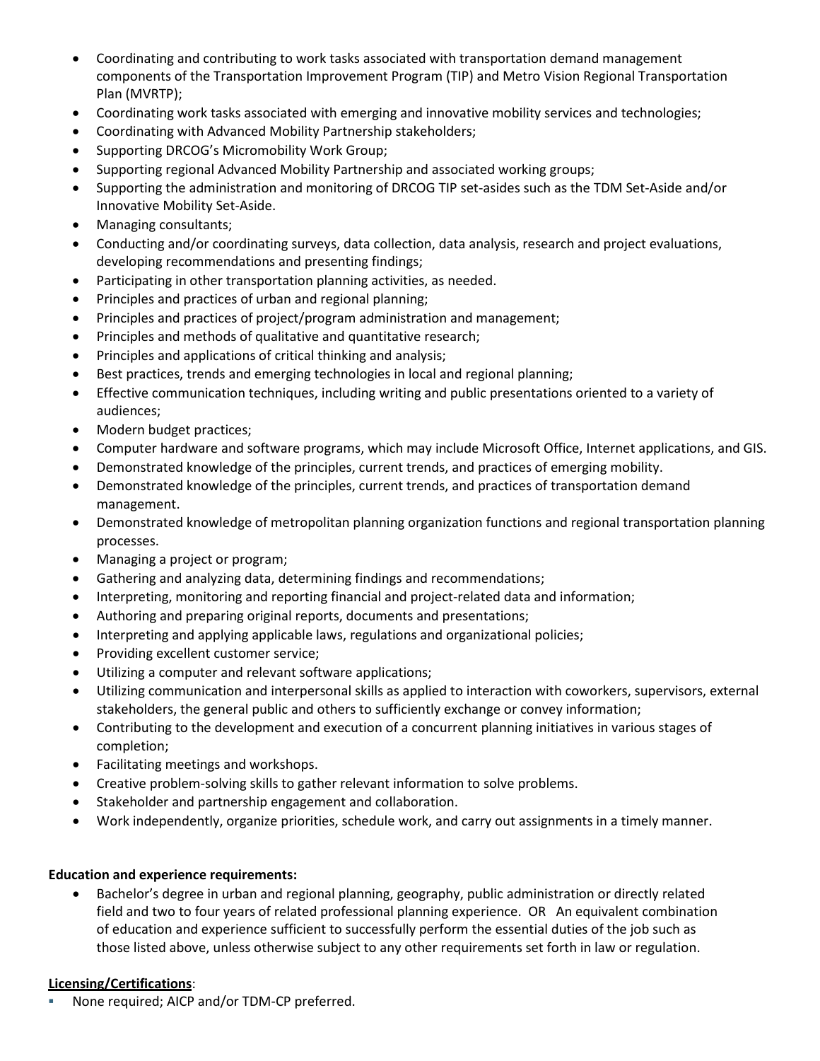- Coordinating and contributing to work tasks associated with transportation demand management components of the Transportation Improvement Program (TIP) and Metro Vision Regional Transportation Plan (MVRTP);
- Coordinating work tasks associated with emerging and innovative mobility services and technologies;
- Coordinating with Advanced Mobility Partnership stakeholders;
- Supporting DRCOG's Micromobility Work Group;
- Supporting regional Advanced Mobility Partnership and associated working groups;
- Supporting the administration and monitoring of DRCOG TIP set-asides such as the TDM Set-Aside and/or Innovative Mobility Set-Aside.
- Managing consultants;
- Conducting and/or coordinating surveys, data collection, data analysis, research and project evaluations, developing recommendations and presenting findings;
- Participating in other transportation planning activities, as needed.
- Principles and practices of urban and regional planning;
- Principles and practices of project/program administration and management;
- Principles and methods of qualitative and quantitative research;
- Principles and applications of critical thinking and analysis;
- Best practices, trends and emerging technologies in local and regional planning;
- Effective communication techniques, including writing and public presentations oriented to a variety of audiences;
- Modern budget practices;
- Computer hardware and software programs, which may include Microsoft Office, Internet applications, and GIS.
- Demonstrated knowledge of the principles, current trends, and practices of emerging mobility.
- Demonstrated knowledge of the principles, current trends, and practices of transportation demand management.
- Demonstrated knowledge of metropolitan planning organization functions and regional transportation planning processes.
- Managing a project or program;
- Gathering and analyzing data, determining findings and recommendations;
- Interpreting, monitoring and reporting financial and project-related data and information;
- Authoring and preparing original reports, documents and presentations;
- Interpreting and applying applicable laws, regulations and organizational policies;
- Providing excellent customer service;
- Utilizing a computer and relevant software applications;
- Utilizing communication and interpersonal skills as applied to interaction with coworkers, supervisors, external stakeholders, the general public and others to sufficiently exchange or convey information;
- Contributing to the development and execution of a concurrent planning initiatives in various stages of completion;
- Facilitating meetings and workshops.
- Creative problem-solving skills to gather relevant information to solve problems.
- Stakeholder and partnership engagement and collaboration.
- Work independently, organize priorities, schedule work, and carry out assignments in a timely manner.

**Education and experience requirements:**

- Bachelor's degree in urban and regional planning, geography, public administration or directly related field and two to four years of related professional planning experience. OR An equivalent combination of education and experience sufficient to successfully perform the essential duties of the job such as those listed above, unless otherwise subject to any other requirements set forth in law or regulation.

**Licensing/Certifications**:

- None required; AICP and/or TDM-CP preferred.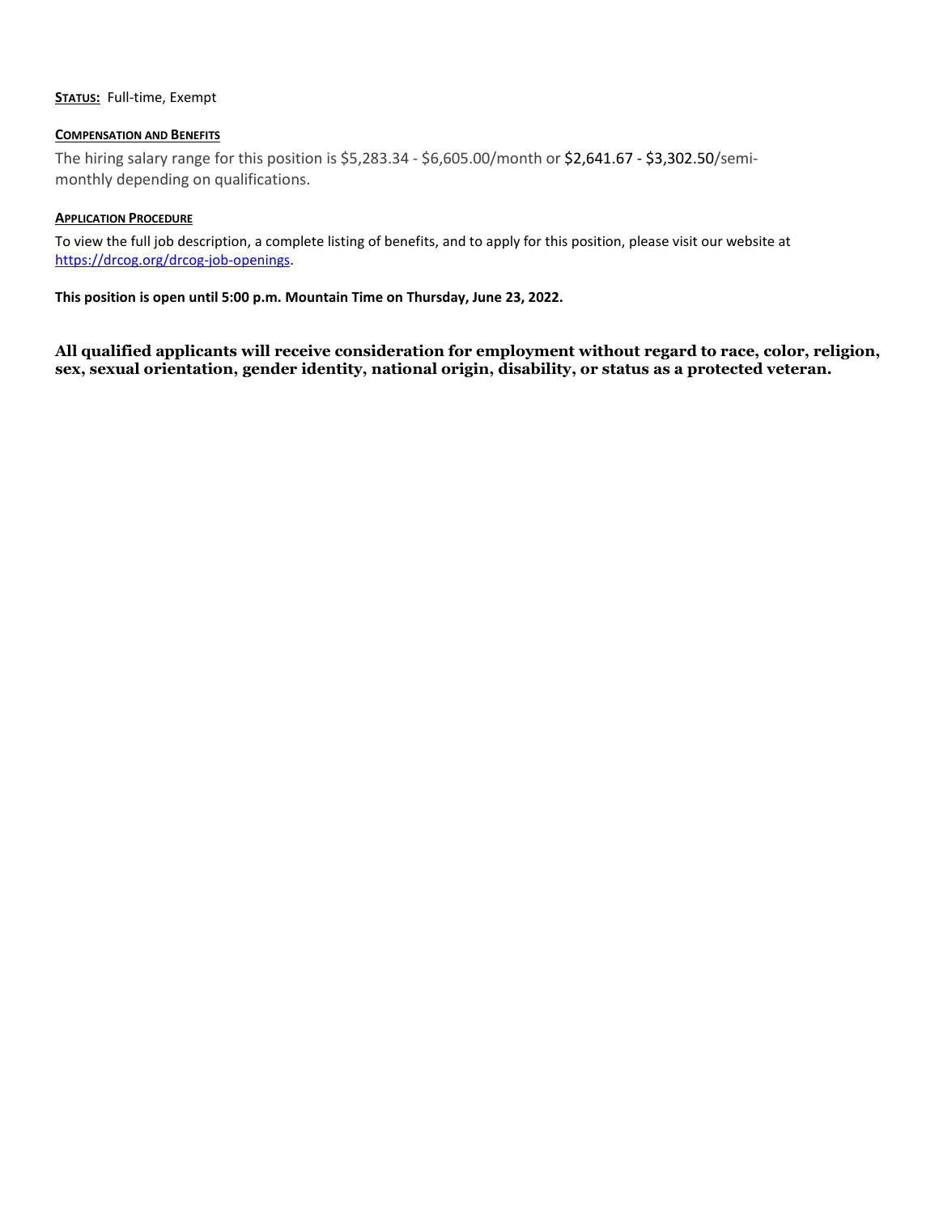**STATUS:** Full-time, Exempt

**COMPENSATION AND BENEFITS**

The hiring salary range for this position is $5,283.34 - $6,605.00/month or $2,641.67 - $3,302.50/semi-monthly depending on qualifications.

**APPLICATION PROCEDURE**

To view the full job description, a complete listing of benefits, and to apply for this position, please visit our website at [https://drcog.org/drcog-job-openings](https://drcog.org/drcog-job-openings).

**This position is open until 5:00 p.m. Mountain Time on Thursday, June 23, 2022.**

**All qualified applicants will receive consideration for employment without regard to race, color, religion, sex, sexual orientation, gender identity, national origin, disability, or status as a protected veteran.**